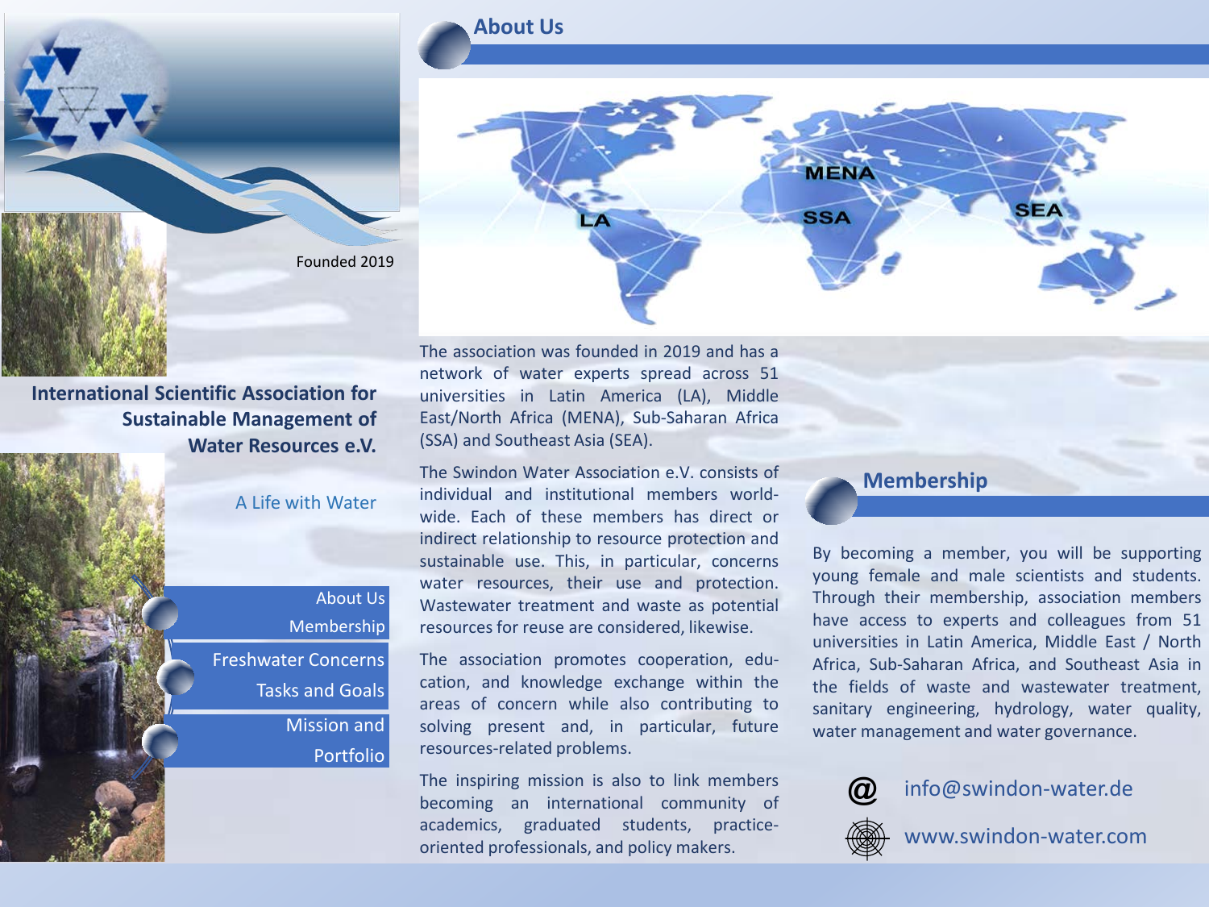Founded 2019

# International Scientific Association for Sustainable Management of Water Resources e.V.

A Life with Water

- About Us
- Membership
- Freshwater Concerns
- Tasks and Goals
- Mission and Portfolio

## About Us

LA MENA SSA SEA

The association was founded in 2019 and has a network of water experts spread across 51 universities in Latin America (LA), Middle East/North Africa (MENA), Sub-Saharan Africa (SSA) and Southeast Asia (SEA).

The Swindon Water Association e.V. consists of individual and institutional members worldwide. Each of these members has direct or indirect relationship to resource protection and sustainable use. This, in particular, concerns water resources, their use and protection. Wastewater treatment and waste as potential resources for reuse are considered, likewise.

The association promotes cooperation, education, and knowledge exchange within the areas of concern while also contributing to solving present and, in particular, future resources-related problems.

The inspiring mission is also to link members becoming an international community of academics, graduated students, practice-oriented professionals, and policy makers.

## Membership

By becoming a member, you will be supporting young female and male scientists and students. Through their membership, association members have access to experts and colleagues from 51 universities in Latin America, Middle East / North Africa, Sub-Saharan Africa, and Southeast Asia in the fields of waste and wastewater treatment, sanitary engineering, hydrology, water quality, water management and water governance.

@ info@swindon-water.de

www.swindon-water.com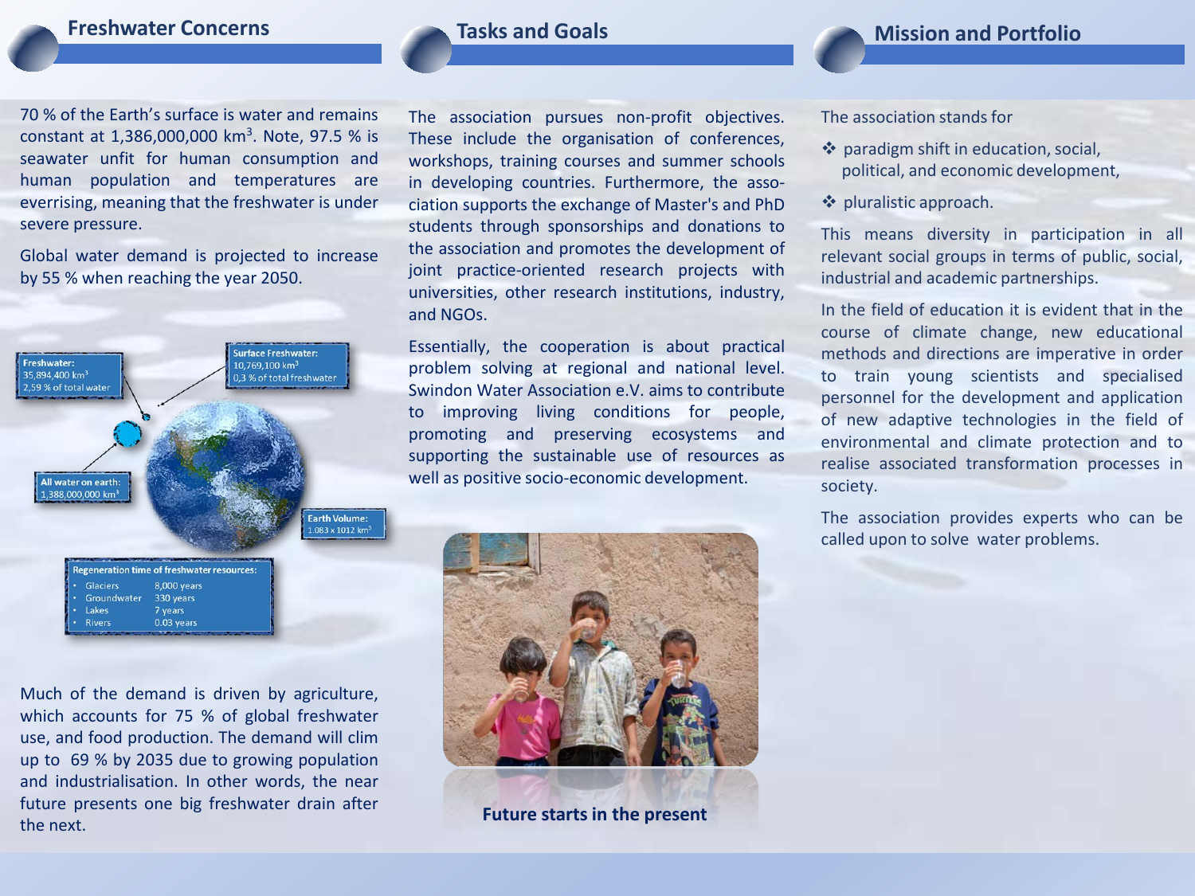## Freshwater Concerns

70 % of the Earth's surface is water and remains constant at 1,386,000,000 km$^3$. Note, 97.5 % is seawater unfit for human consumption and human population and temperatures are everrising, meaning that the freshwater is under severe pressure.

Global water demand is projected to increase by 55 % when reaching the year 2050.

Freshwater:
35,894,400 km$^3$
2,59 % of total water

Surface Freshwater:
10,769,100 km$^3$
0,3 % of total freshwater

All water on earth:
1,388,000,000 km$^3$

Earth Volume:
1.083 x 1012 km$^3$

Regeneration time of freshwater resources:

- Glaciers 8,000 years
- Groundwater 330 years
- Lakes 7 years
- Rivers 0.03 years

Much of the demand is driven by agriculture, which accounts for 75 % of global freshwater use, and food production. The demand will clim up to 69 % by 2035 due to growing population and industrialisation. In other words, the near future presents one big freshwater drain after the next.

## Tasks and Goals

The association pursues non-profit objectives. These include the organisation of conferences, workshops, training courses and summer schools in developing countries. Furthermore, the association supports the exchange of Master's and PhD students through sponsorships and donations to the association and promotes the development of joint practice-oriented research projects with universities, other research institutions, industry, and NGOs.

Essentially, the cooperation is about practical problem solving at regional and national level. Swindon Water Association e.V. aims to contribute to improving living conditions for people, promoting and preserving ecosystems and supporting the sustainable use of resources as well as positive socio-economic development.

**Future starts in the present**

## Mission and Portfolio

The association stands for

- paradigm shift in education, social, political, and economic development,
- pluralistic approach.

This means diversity in participation in all relevant social groups in terms of public, social, industrial and academic partnerships.

In the field of education it is evident that in the course of climate change, new educational methods and directions are imperative in order to train young scientists and specialised personnel for the development and application of new adaptive technologies in the field of environmental and climate protection and to realise associated transformation processes in society.

The association provides experts who can be called upon to solve water problems.